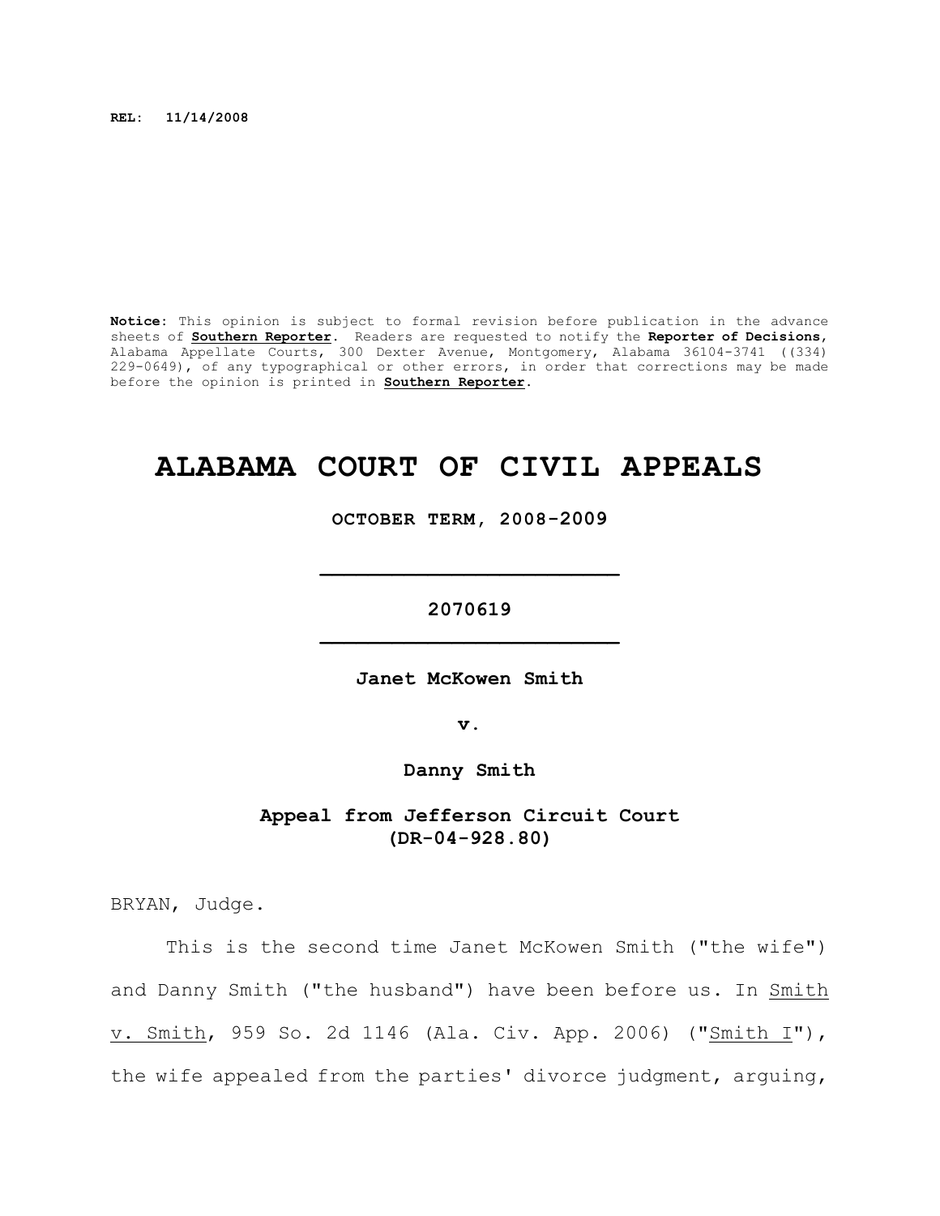**REL: 11/14/2008**

**Notice**: This opinion is subject to formal revision before publication in the advance sheets of **Southern Reporter**. Readers are requested to notify the **Reporter of Decisions**, Alabama Appellate Courts, 300 Dexter Avenue, Montgomery, Alabama 36104-3741 ((334) 229-0649), of any typographical or other errors, in order that corrections may be made before the opinion is printed in **Southern Reporter**.

# ALABAMA COURT OF CIVIL APPEALS

**OCTOBER TERM, 2008-2009**

---

**2070619**

---

**Janet McKowen Smith**

**v.**

**Danny Smith**

**Appeal from Jefferson Circuit Court (DR-04-928.80)**

BRYAN, Judge.

This is the second time Janet McKowen Smith ("the wife") and Danny Smith ("the husband") have been before us. In Smith v. Smith, 959 So. 2d 1146 (Ala. Civ. App. 2006) ("Smith I"), the wife appealed from the parties' divorce judgment, arguing,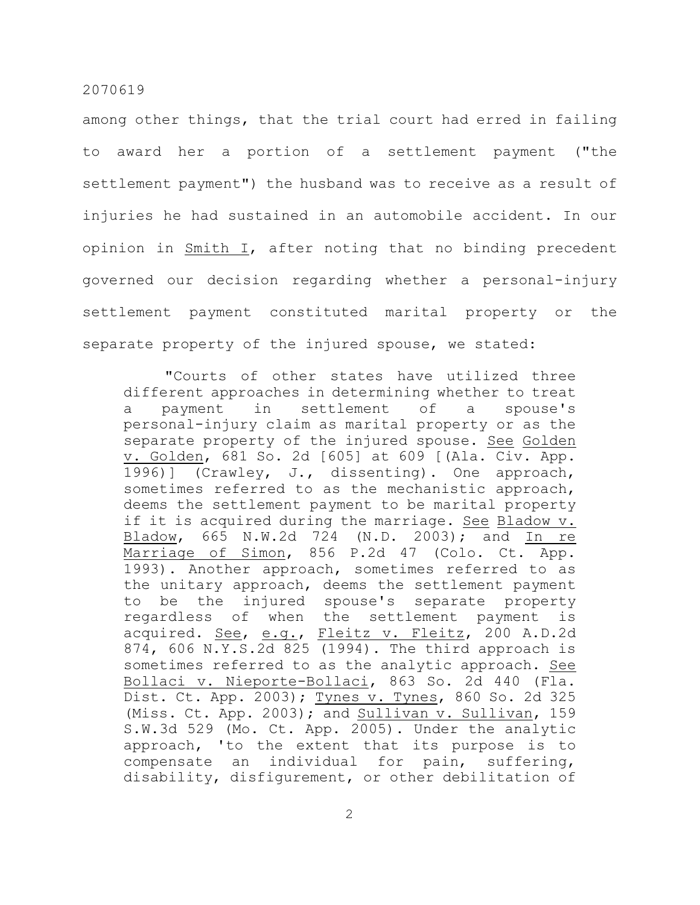among other things, that the trial court had erred in failing to award her a portion of a settlement payment ("the settlement payment") the husband was to receive as a result of injuries he had sustained in an automobile accident. In our opinion in Smith I, after noting that no binding precedent governed our decision regarding whether a personal-injury settlement payment constituted marital property or the separate property of the injured spouse, we stated:

> "Courts of other states have utilized three different approaches in determining whether to treat a payment in settlement of a spouse's personal-injury claim as marital property or as the separate property of the injured spouse. See Golden v. Golden, 681 So. 2d [605] at 609 [(Ala. Civ. App. 1996)] (Crawley, J., dissenting). One approach, sometimes referred to as the mechanistic approach, deems the settlement payment to be marital property if it is acquired during the marriage. See Bladow v. Bladow, 665 N.W.2d 724 (N.D. 2003); and In re Marriage of Simon, 856 P.2d 47 (Colo. Ct. App. 1993). Another approach, sometimes referred to as the unitary approach, deems the settlement payment to be the injured spouse's separate property regardless of when the settlement payment is acquired. See, e.g., Fleitz v. Fleitz, 200 A.D.2d 874, 606 N.Y.S.2d 825 (1994). The third approach is sometimes referred to as the analytic approach. See Bollaci v. Nieporte-Bollaci, 863 So. 2d 440 (Fla. Dist. Ct. App. 2003); Tynes v. Tynes, 860 So. 2d 325 (Miss. Ct. App. 2003); and Sullivan v. Sullivan, 159 S.W.3d 529 (Mo. Ct. App. 2005). Under the analytic approach, 'to the extent that its purpose is to compensate an individual for pain, suffering, disability, disfigurement, or other debilitation of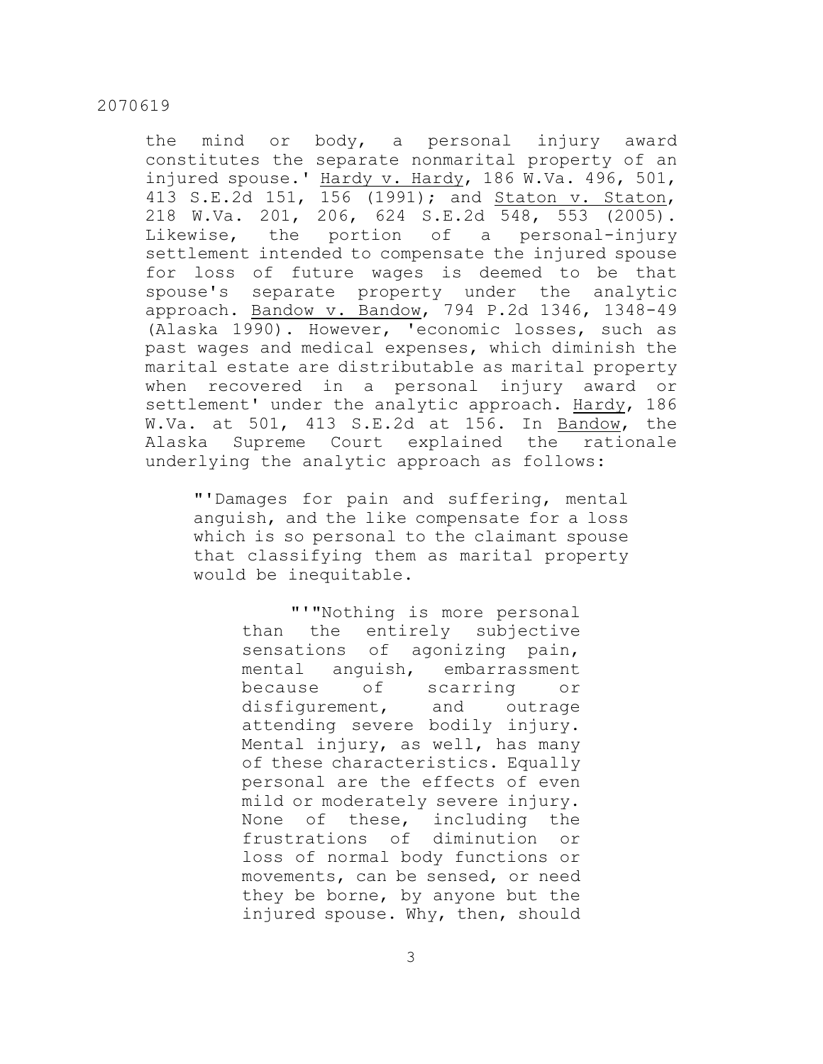the mind or body, a personal injury award constitutes the separate nonmarital property of an injured spouse.' Hardy v. Hardy, 186 W.Va. 496, 501, 413 S.E.2d 151, 156 (1991); and Staton v. Staton, 218 W.Va. 201, 206, 624 S.E.2d 548, 553 (2005). Likewise, the portion of a personal-injury settlement intended to compensate the injured spouse for loss of future wages is deemed to be that spouse's separate property under the analytic approach. Bandow v. Bandow, 794 P.2d 1346, 1348-49 (Alaska 1990). However, 'economic losses, such as past wages and medical expenses, which diminish the marital estate are distributable as marital property when recovered in a personal injury award or settlement' under the analytic approach. Hardy, 186 W.Va. at 501, 413 S.E.2d at 156. In Bandow, the Alaska Supreme Court explained the rationale underlying the analytic approach as follows:

> "'Damages for pain and suffering, mental anguish, and the like compensate for a loss which is so personal to the claimant spouse that classifying them as marital property would be inequitable.
>
> > "'"Nothing is more personal than the entirely subjective sensations of agonizing pain, mental anguish, embarrassment because of scarring or disfigurement, and outrage attending severe bodily injury. Mental injury, as well, has many of these characteristics. Equally personal are the effects of even mild or moderately severe injury. None of these, including the frustrations of diminution or loss of normal body functions or movements, can be sensed, or need they be borne, by anyone but the injured spouse. Why, then, should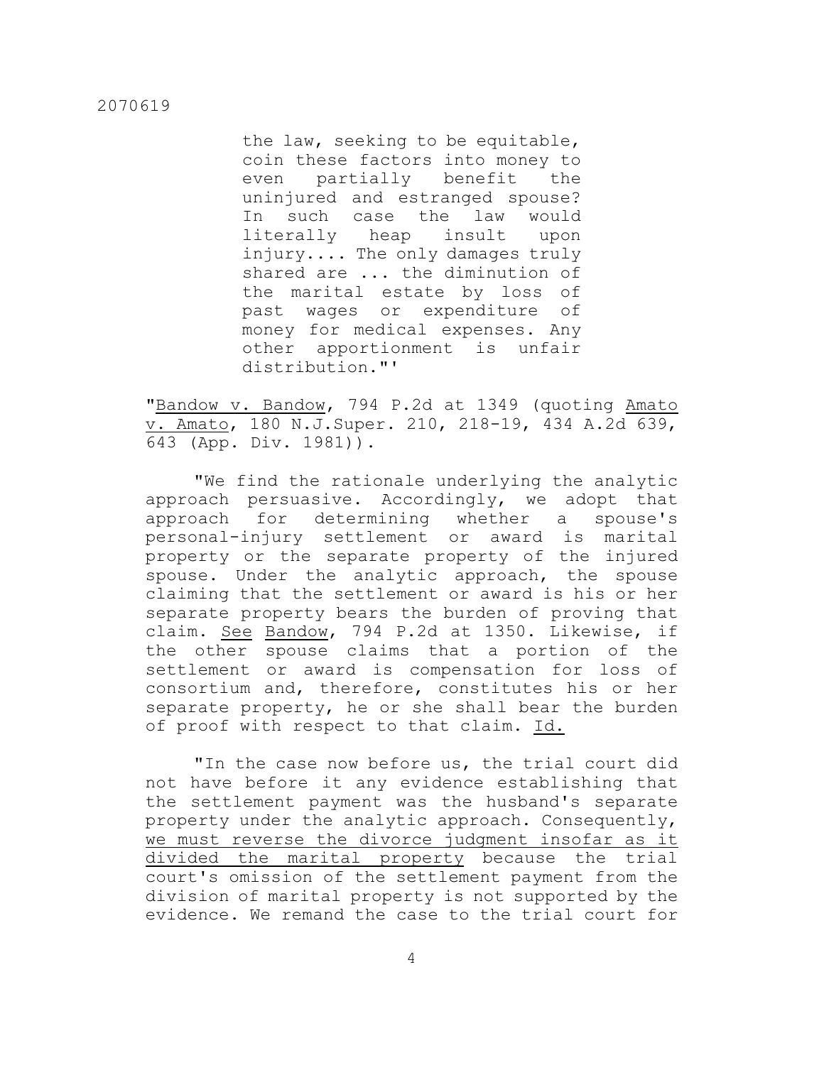> the law, seeking to be equitable, coin these factors into money to even partially benefit the uninjured and estranged spouse? In such case the law would literally heap insult upon injury.... The only damages truly shared are ... the diminution of the marital estate by loss of past wages or expenditure of money for medical expenses. Any other apportionment is unfair distribution."'

"Bandow v. Bandow, 794 P.2d at 1349 (quoting Amato v. Amato, 180 N.J.Super. 210, 218-19, 434 A.2d 639, 643 (App. Div. 1981)).

"We find the rationale underlying the analytic approach persuasive. Accordingly, we adopt that approach for determining whether a spouse's personal-injury settlement or award is marital property or the separate property of the injured spouse. Under the analytic approach, the spouse claiming that the settlement or award is his or her separate property bears the burden of proving that claim. See Bandow, 794 P.2d at 1350. Likewise, if the other spouse claims that a portion of the settlement or award is compensation for loss of consortium and, therefore, constitutes his or her separate property, he or she shall bear the burden of proof with respect to that claim. Id.

"In the case now before us, the trial court did not have before it any evidence establishing that the settlement payment was the husband's separate property under the analytic approach. Consequently, we must reverse the divorce judgment insofar as it divided the marital property because the trial court's omission of the settlement payment from the division of marital property is not supported by the evidence. We remand the case to the trial court for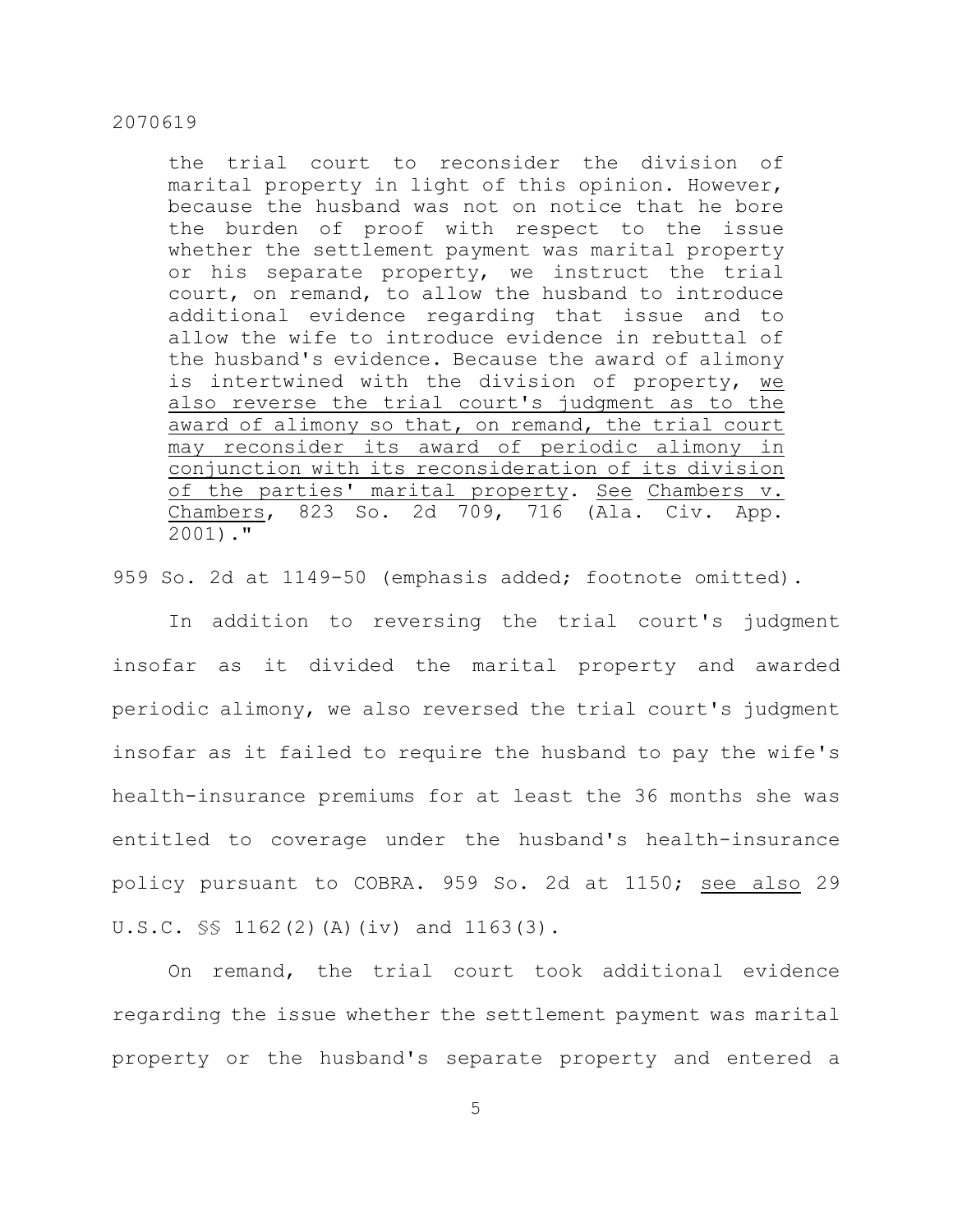> the trial court to reconsider the division of marital property in light of this opinion. However, because the husband was not on notice that he bore the burden of proof with respect to the issue whether the settlement payment was marital property or his separate property, we instruct the trial court, on remand, to allow the husband to introduce additional evidence regarding that issue and to allow the wife to introduce evidence in rebuttal of the husband's evidence. Because the award of alimony is intertwined with the division of property, <u>we also reverse the trial court's judgment as to the award of alimony so that, on remand, the trial court may reconsider its award of periodic alimony in conjunction with its reconsideration of its division of the parties' marital property</u>. <u>See</u> <u>Chambers v. Chambers</u>, 823 So. 2d 709, 716 (Ala. Civ. App. 2001)."

959 So. 2d at 1149-50 (emphasis added; footnote omitted).

In addition to reversing the trial court's judgment insofar as it divided the marital property and awarded periodic alimony, we also reversed the trial court's judgment insofar as it failed to require the husband to pay the wife's health-insurance premiums for at least the 36 months she was entitled to coverage under the husband's health-insurance policy pursuant to COBRA. 959 So. 2d at 1150; <u>see also</u> 29 U.S.C. §§ 1162(2)(A)(iv) and 1163(3).

On remand, the trial court took additional evidence regarding the issue whether the settlement payment was marital property or the husband's separate property and entered a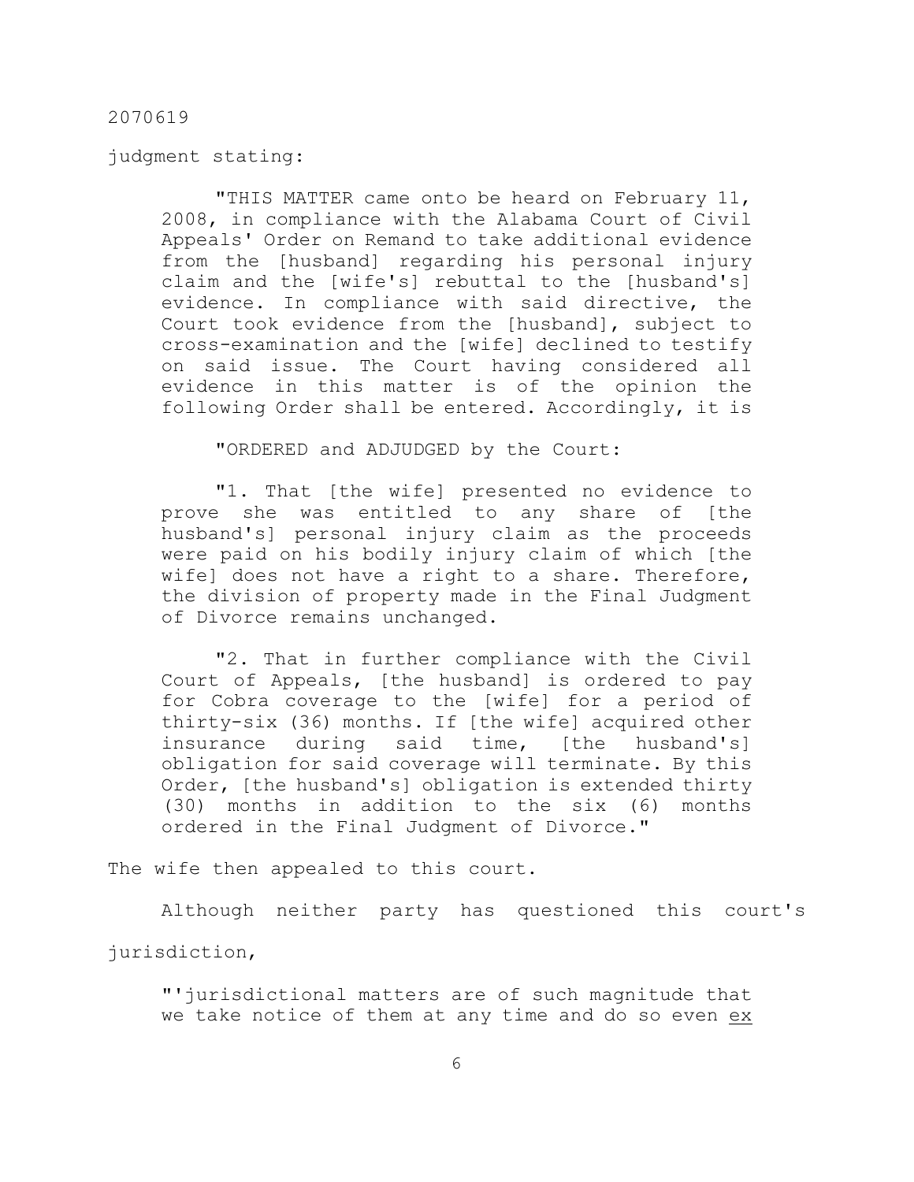judgment stating:

> "THIS MATTER came onto be heard on February 11, 2008, in compliance with the Alabama Court of Civil Appeals' Order on Remand to take additional evidence from the [husband] regarding his personal injury claim and the [wife's] rebuttal to the [husband's] evidence. In compliance with said directive, the Court took evidence from the [husband], subject to cross-examination and the [wife] declined to testify on said issue. The Court having considered all evidence in this matter is of the opinion the following Order shall be entered. Accordingly, it is
>
> "ORDERED and ADJUDGED by the Court:
>
> "1. That [the wife] presented no evidence to prove she was entitled to any share of [the husband's] personal injury claim as the proceeds were paid on his bodily injury claim of which [the wife] does not have a right to a share. Therefore, the division of property made in the Final Judgment of Divorce remains unchanged.
>
> "2. That in further compliance with the Civil Court of Appeals, [the husband] is ordered to pay for Cobra coverage to the [wife] for a period of thirty-six (36) months. If [the wife] acquired other insurance during said time, [the husband's] obligation for said coverage will terminate. By this Order, [the husband's] obligation is extended thirty (30) months in addition to the six (6) months ordered in the Final Judgment of Divorce."

The wife then appealed to this court.

Although neither party has questioned this court's jurisdiction,

> "'jurisdictional matters are of such magnitude that we take notice of them at any time and do so even <u>ex</u>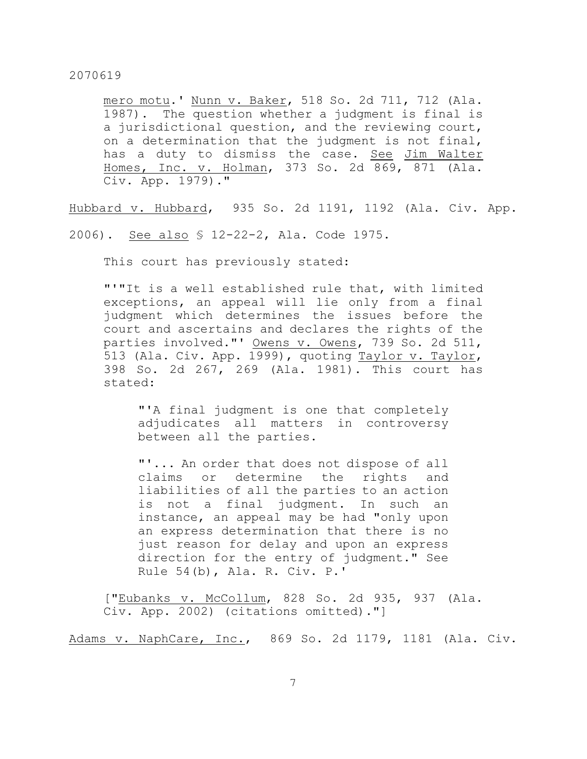mero motu.' Nunn v. Baker, 518 So. 2d 711, 712 (Ala. 1987). The question whether a judgment is final is a jurisdictional question, and the reviewing court, on a determination that the judgment is not final, has a duty to dismiss the case. See Jim Walter Homes, Inc. v. Holman, 373 So. 2d 869, 871 (Ala. Civ. App. 1979)."

Hubbard v. Hubbard, 935 So. 2d 1191, 1192 (Ala. Civ. App. 2006). See also § 12-22-2, Ala. Code 1975.

This court has previously stated:

> "'"It is a well established rule that, with limited exceptions, an appeal will lie only from a final judgment which determines the issues before the court and ascertains and declares the rights of the parties involved."' Owens v. Owens, 739 So. 2d 511, 513 (Ala. Civ. App. 1999), quoting Taylor v. Taylor, 398 So. 2d 267, 269 (Ala. 1981). This court has stated:
>
> > "'A final judgment is one that completely adjudicates all matters in controversy between all the parties.
> >
> > "'... An order that does not dispose of all claims or determine the rights and liabilities of all the parties to an action is not a final judgment. In such an instance, an appeal may be had "only upon an express determination that there is no just reason for delay and upon an express direction for the entry of judgment." See Rule 54(b), Ala. R. Civ. P.'
>
> ["Eubanks v. McCollum, 828 So. 2d 935, 937 (Ala. Civ. App. 2002) (citations omitted)."]

Adams v. NaphCare, Inc., 869 So. 2d 1179, 1181 (Ala. Civ.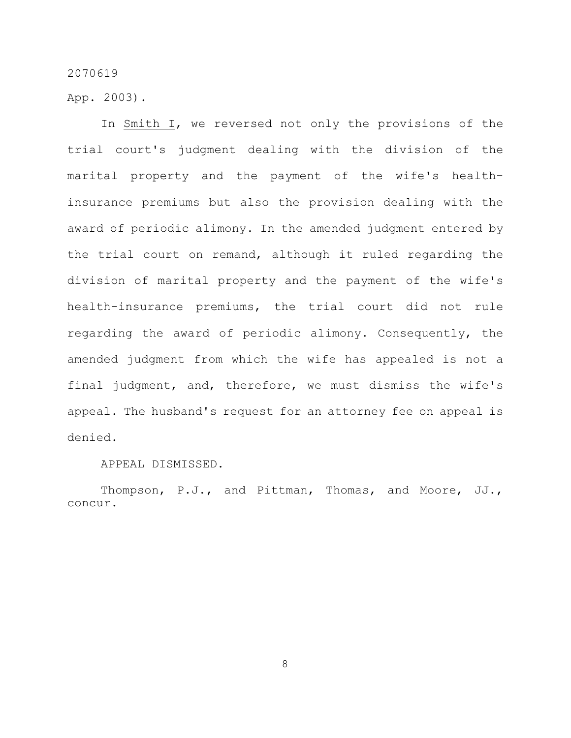App. 2003).

In Smith I, we reversed not only the provisions of the trial court's judgment dealing with the division of the marital property and the payment of the wife's health-insurance premiums but also the provision dealing with the award of periodic alimony. In the amended judgment entered by the trial court on remand, although it ruled regarding the division of marital property and the payment of the wife's health-insurance premiums, the trial court did not rule regarding the award of periodic alimony. Consequently, the amended judgment from which the wife has appealed is not a final judgment, and, therefore, we must dismiss the wife's appeal. The husband's request for an attorney fee on appeal is denied.

APPEAL DISMISSED.

Thompson, P.J., and Pittman, Thomas, and Moore, JJ., concur.